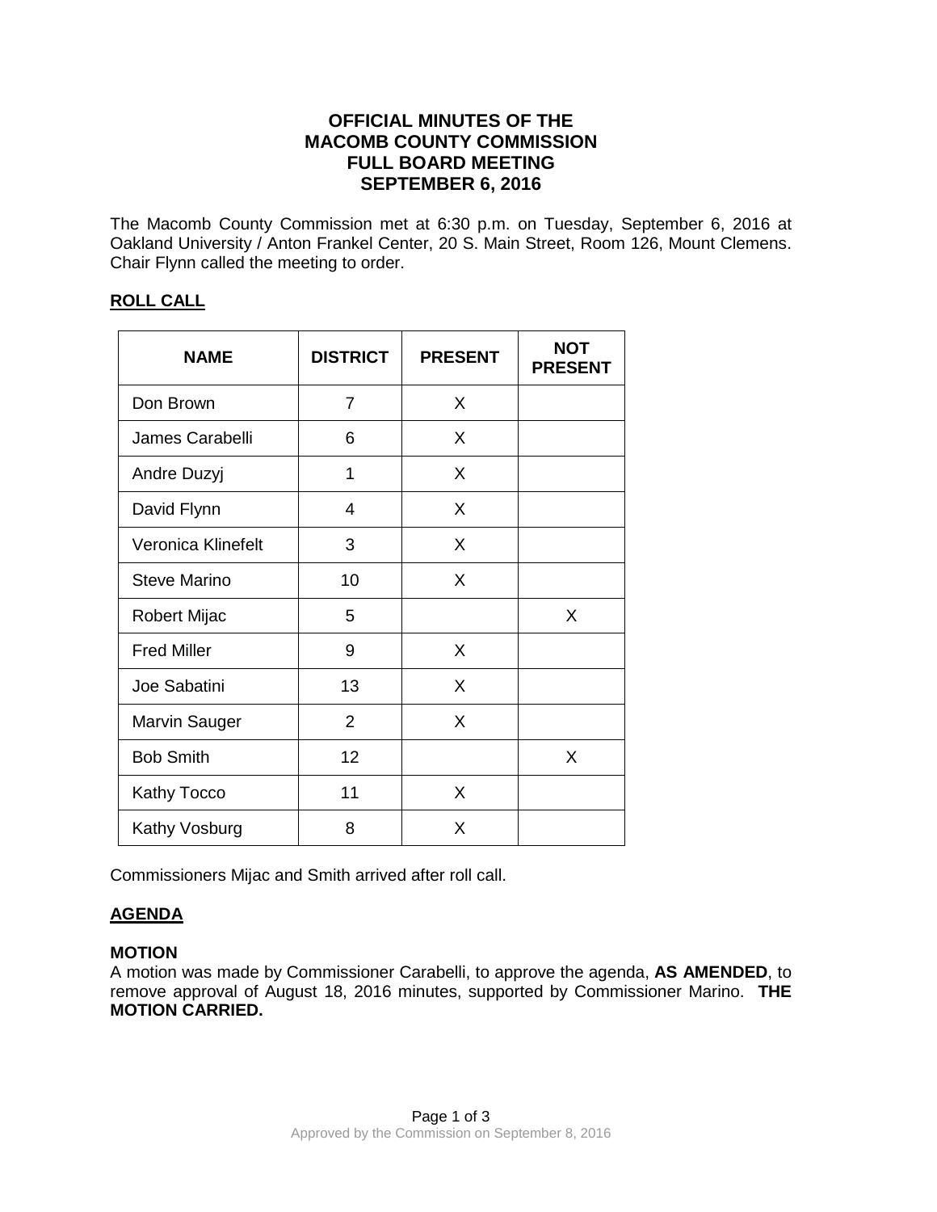# OFFICIAL MINUTES OF THE MACOMB COUNTY COMMISSION FULL BOARD MEETING SEPTEMBER 6, 2016

The Macomb County Commission met at 6:30 p.m. on Tuesday, September 6, 2016 at Oakland University / Anton Frankel Center, 20 S. Main Street, Room 126, Mount Clemens. Chair Flynn called the meeting to order.

## ROLL CALL

| NAME | DISTRICT | PRESENT | NOT PRESENT |
|---|---|---|---|
| Don Brown | 7 | X | |
| James Carabelli | 6 | X | |
| Andre Duzyj | 1 | X | |
| David Flynn | 4 | X | |
| Veronica Klinefelt | 3 | X | |
| Steve Marino | 10 | X | |
| Robert Mijac | 5 | | X |
| Fred Miller | 9 | X | |
| Joe Sabatini | 13 | X | |
| Marvin Sauger | 2 | X | |
| Bob Smith | 12 | | X |
| Kathy Tocco | 11 | X | |
| Kathy Vosburg | 8 | X | |

Commissioners Mijac and Smith arrived after roll call.

## AGENDA

**MOTION**
A motion was made by Commissioner Carabelli, to approve the agenda, **AS AMENDED**, to remove approval of August 18, 2016 minutes, supported by Commissioner Marino. **THE MOTION CARRIED.**

Approved by the Commission on September 8, 2016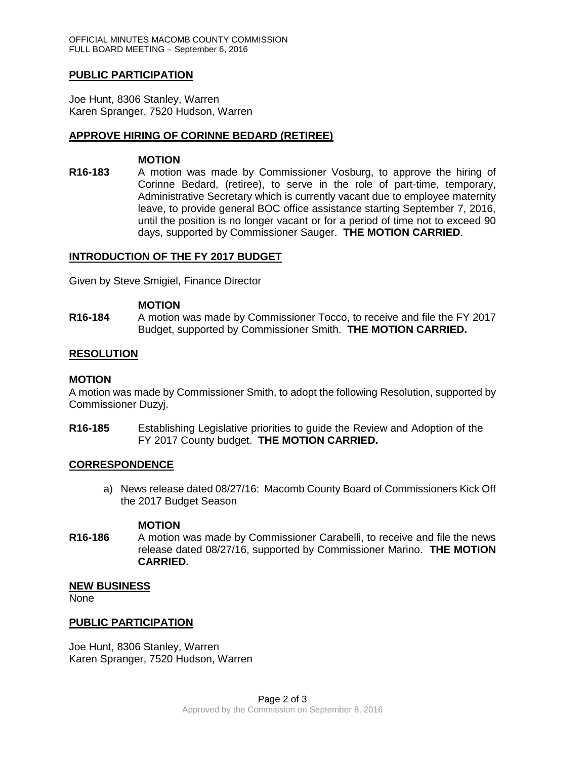## PUBLIC PARTICIPATION

Joe Hunt, 8306 Stanley, Warren
Karen Spranger, 7520 Hudson, Warren

## APPROVE HIRING OF CORINNE BEDARD (RETIREE)

**MOTION**

**R16-183** A motion was made by Commissioner Vosburg, to approve the hiring of Corinne Bedard, (retiree), to serve in the role of part-time, temporary, Administrative Secretary which is currently vacant due to employee maternity leave, to provide general BOC office assistance starting September 7, 2016, until the position is no longer vacant or for a period of time not to exceed 90 days, supported by Commissioner Sauger. **THE MOTION CARRIED**.

## INTRODUCTION OF THE FY 2017 BUDGET

Given by Steve Smigiel, Finance Director

**MOTION**

**R16-184** A motion was made by Commissioner Tocco, to receive and file the FY 2017 Budget, supported by Commissioner Smith. **THE MOTION CARRIED.**

## RESOLUTION

**MOTION**

A motion was made by Commissioner Smith, to adopt the following Resolution, supported by Commissioner Duzyj.

**R16-185** Establishing Legislative priorities to guide the Review and Adoption of the FY 2017 County budget. **THE MOTION CARRIED.**

## CORRESPONDENCE

a) News release dated 08/27/16: Macomb County Board of Commissioners Kick Off the 2017 Budget Season

**MOTION**

**R16-186** A motion was made by Commissioner Carabelli, to receive and file the news release dated 08/27/16, supported by Commissioner Marino. **THE MOTION CARRIED.**

## NEW BUSINESS

None

## PUBLIC PARTICIPATION

Joe Hunt, 8306 Stanley, Warren
Karen Spranger, 7520 Hudson, Warren

Approved by the Commission on September 8, 2016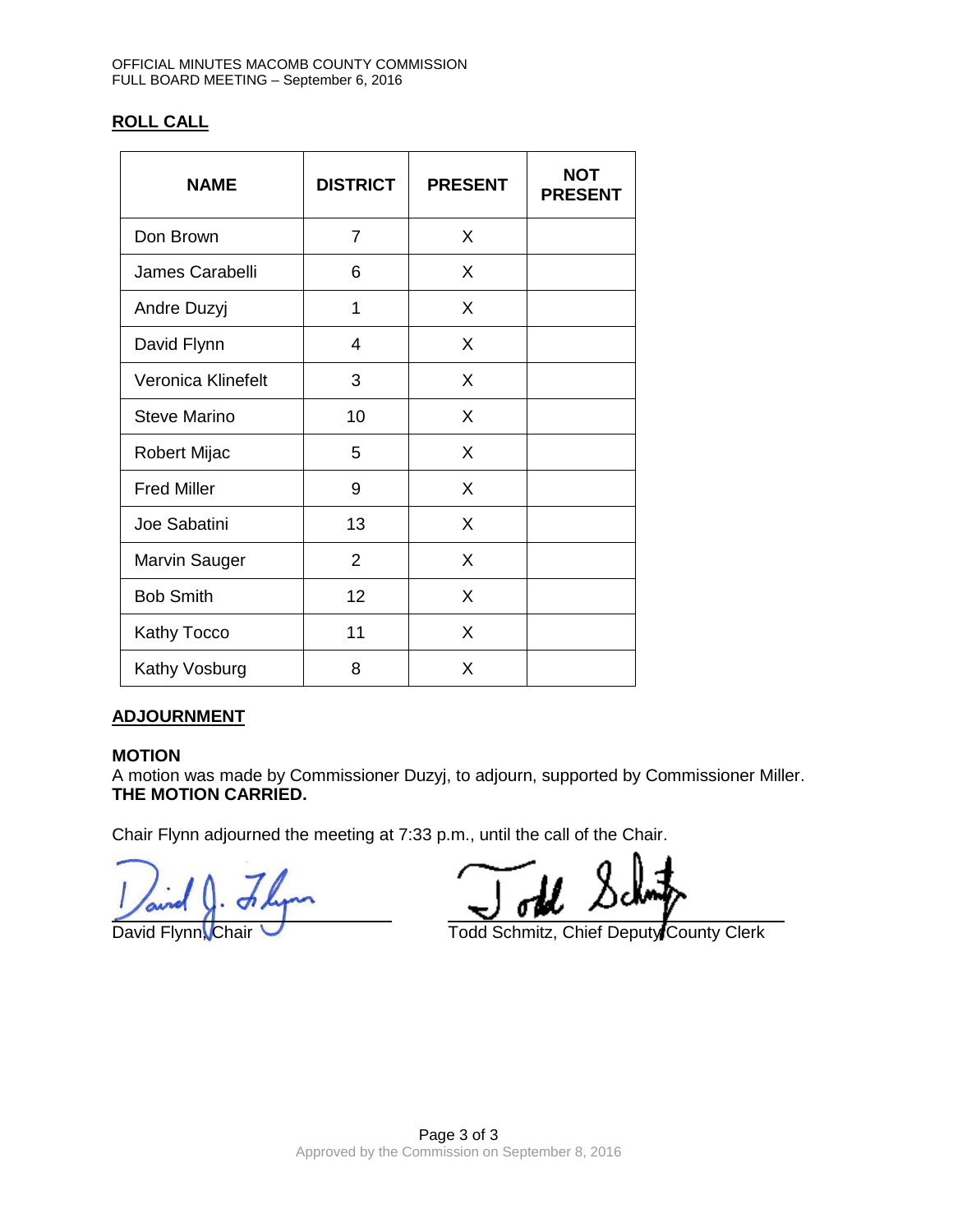## ROLL CALL

| NAME | DISTRICT | PRESENT | NOT PRESENT |
|---|---|---|---|
| Don Brown | 7 | X | |
| James Carabelli | 6 | X | |
| Andre Duzyj | 1 | X | |
| David Flynn | 4 | X | |
| Veronica Klinefelt | 3 | X | |
| Steve Marino | 10 | X | |
| Robert Mijac | 5 | X | |
| Fred Miller | 9 | X | |
| Joe Sabatini | 13 | X | |
| Marvin Sauger | 2 | X | |
| Bob Smith | 12 | X | |
| Kathy Tocco | 11 | X | |
| Kathy Vosburg | 8 | X | |

## ADJOURNMENT

**MOTION**

A motion was made by Commissioner Duzyj, to adjourn, supported by Commissioner Miller.
**THE MOTION CARRIED.**

Chair Flynn adjourned the meeting at 7:33 p.m., until the call of the Chair.

David Flynn, Chair

Todd Schmitz, Chief Deputy County Clerk

Approved by the Commission on September 8, 2016